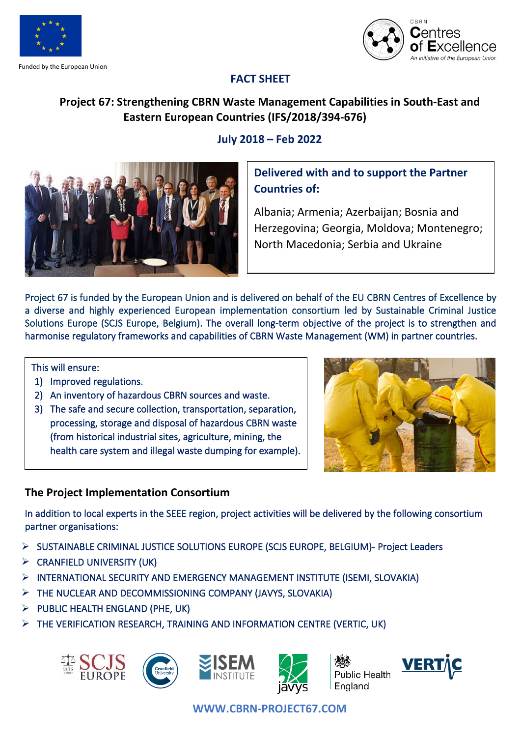Funded by the European Union

CBRN Centres of Excellence
*An initiative of the European Union*

# FACT SHEET

## Project 67: Strengthening CBRN Waste Management Capabilities in South-East and Eastern European Countries (IFS/2018/394-676)

### July 2018 – Feb 2022

**Delivered with and to support the Partner Countries of:**

Albania; Armenia; Azerbaijan; Bosnia and Herzegovina; Georgia, Moldova; Montenegro; North Macedonia; Serbia and Ukraine

Project 67 is funded by the European Union and is delivered on behalf of the EU CBRN Centres of Excellence by a diverse and highly experienced European implementation consortium led by Sustainable Criminal Justice Solutions Europe (SCJS Europe, Belgium). The overall long-term objective of the project is to strengthen and harmonise regulatory frameworks and capabilities of CBRN Waste Management (WM) in partner countries.

This will ensure:

1) Improved regulations.
2) An inventory of hazardous CBRN sources and waste.
3) The safe and secure collection, transportation, separation, processing, storage and disposal of hazardous CBRN waste (from historical industrial sites, agriculture, mining, the health care system and illegal waste dumping for example).

### The Project Implementation Consortium

In addition to local experts in the SEEE region, project activities will be delivered by the following consortium partner organisations:

- SUSTAINABLE CRIMINAL JUSTICE SOLUTIONS EUROPE (SCJS EUROPE, BELGIUM)- Project Leaders
- CRANFIELD UNIVERSITY (UK)
- INTERNATIONAL SECURITY AND EMERGENCY MANAGEMENT INSTITUTE (ISEMI, SLOVAKIA)
- THE NUCLEAR AND DECOMMISSIONING COMPANY (JAVYS, SLOVAKIA)
- PUBLIC HEALTH ENGLAND (PHE, UK)
- THE VERIFICATION RESEARCH, TRAINING AND INFORMATION CENTRE (VERTIC, UK)

WWW.CBRN-PROJECT67.COM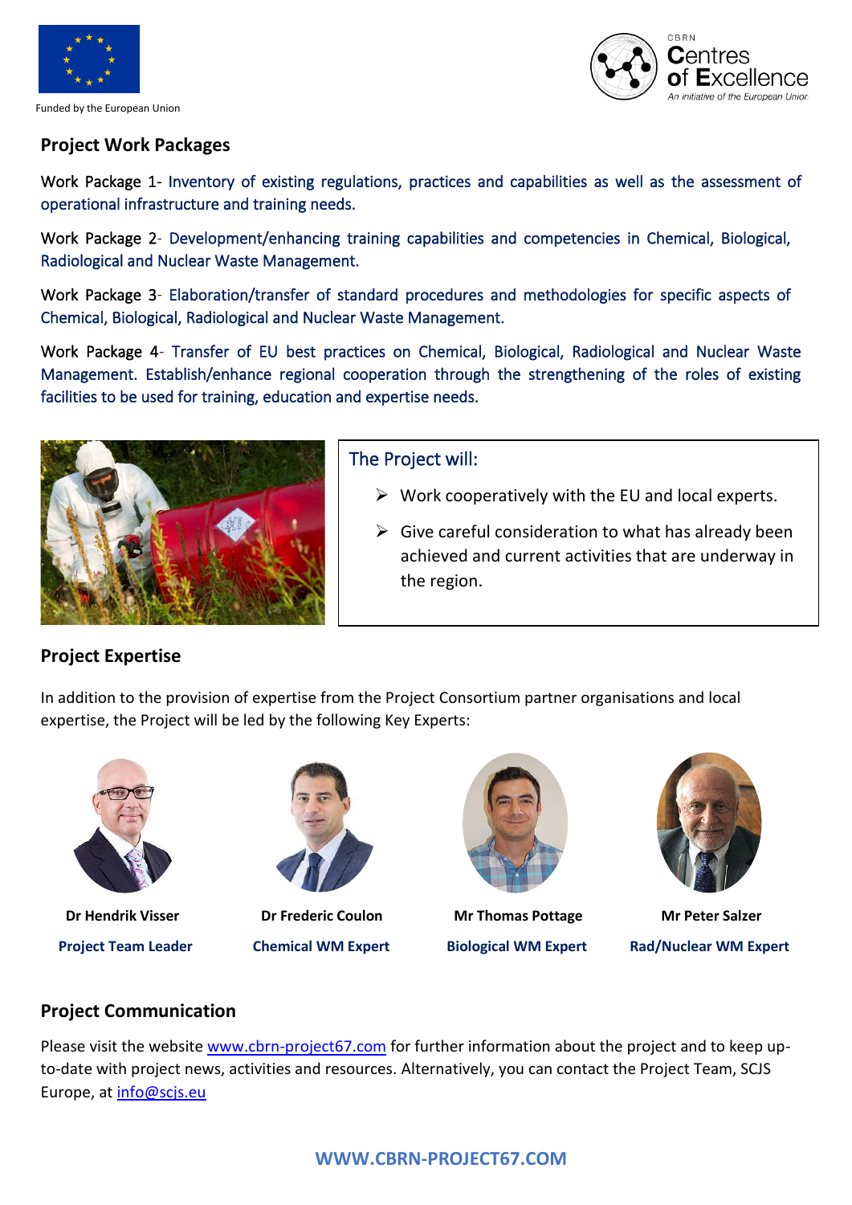Funded by the European Union

CBRN Centres of Excellence
An initiative of the European Union

## Project Work Packages

Work Package 1- Inventory of existing regulations, practices and capabilities as well as the assessment of operational infrastructure and training needs.

Work Package 2- Development/enhancing training capabilities and competencies in Chemical, Biological, Radiological and Nuclear Waste Management.

Work Package 3- Elaboration/transfer of standard procedures and methodologies for specific aspects of Chemical, Biological, Radiological and Nuclear Waste Management.

Work Package 4- Transfer of EU best practices on Chemical, Biological, Radiological and Nuclear Waste Management. Establish/enhance regional cooperation through the strengthening of the roles of existing facilities to be used for training, education and expertise needs.

### The Project will:

- Work cooperatively with the EU and local experts.
- Give careful consideration to what has already been achieved and current activities that are underway in the region.

## Project Expertise

In addition to the provision of expertise from the Project Consortium partner organisations and local expertise, the Project will be led by the following Key Experts:

**Dr Hendrik Visser**
**Project Team Leader**

**Dr Frederic Coulon**
**Chemical WM Expert**

**Mr Thomas Pottage**
**Biological WM Expert**

**Mr Peter Salzer**
**Rad/Nuclear WM Expert**

## Project Communication

Please visit the website [www.cbrn-project67.com](http://www.cbrn-project67.com) for further information about the project and to keep up-to-date with project news, activities and resources. Alternatively, you can contact the Project Team, SCJS Europe, at [info@scjs.eu](mailto:info@scjs.eu)

**WWW.CBRN-PROJECT67.COM**